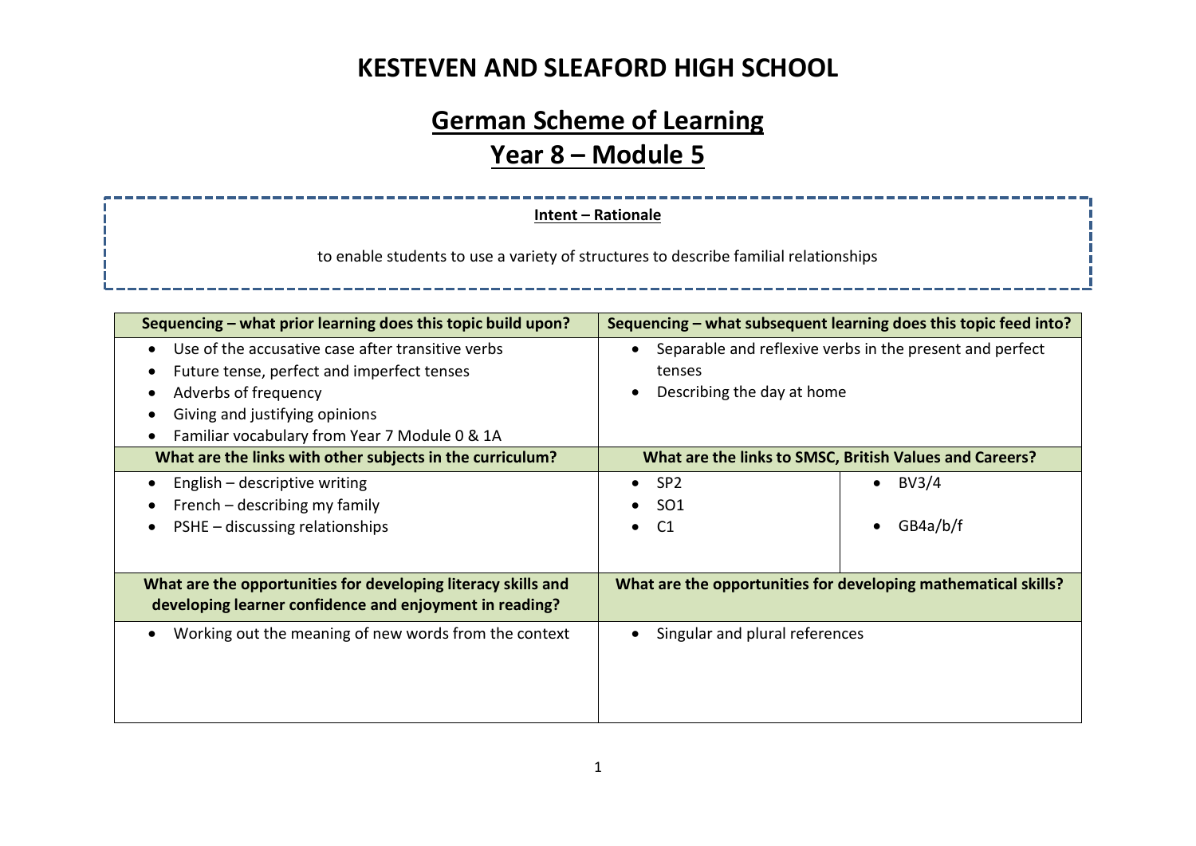# KESTEVEN AND SLEAFORD HIGH SCHOOL

## German Scheme of Learning
## Year 8 – Module 5

**Intent – Rationale**

to enable students to use a variety of structures to describe familial relationships

| Sequencing – what prior learning does this topic build upon? | Sequencing – what subsequent learning does this topic feed into? | |
|---|---|---|
| • Use of the accusative case after transitive verbs<br>• Future tense, perfect and imperfect tenses<br>• Adverbs of frequency<br>• Giving and justifying opinions<br>• Familiar vocabulary from Year 7 Module 0 & 1A | • Separable and reflexive verbs in the present and perfect tenses<br>• Describing the day at home | |
| **What are the links with other subjects in the curriculum?** | **What are the links to SMSC, British Values and Careers?** | |
| • English – descriptive writing<br>• French – describing my family<br>• PSHE – discussing relationships | • SP2<br>• SO1<br>• C1 | • BV3/4<br>• GB4a/b/f |
| **What are the opportunities for developing literacy skills and developing learner confidence and enjoyment in reading?** | **What are the opportunities for developing mathematical skills?** | |
| • Working out the meaning of new words from the context | • Singular and plural references | |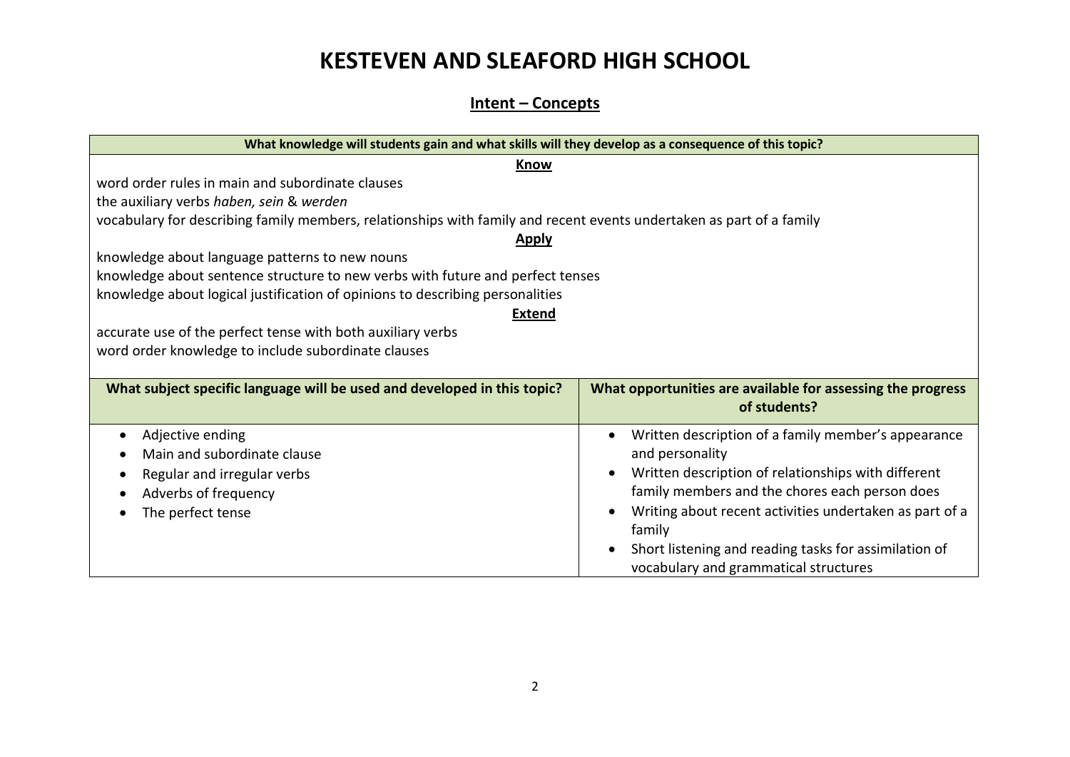# KESTEVEN AND SLEAFORD HIGH SCHOOL

## Intent – Concepts

**What knowledge will students gain and what skills will they develop as a consequence of this topic?**

**Know**

word order rules in main and subordinate clauses
the auxiliary verbs *haben, sein* & *werden*
vocabulary for describing family members, relationships with family and recent events undertaken as part of a family

**Apply**

knowledge about language patterns to new nouns
knowledge about sentence structure to new verbs with future and perfect tenses
knowledge about logical justification of opinions to describing personalities

**Extend**

accurate use of the perfect tense with both auxiliary verbs
word order knowledge to include subordinate clauses

| What subject specific language will be used and developed in this topic? | What opportunities are available for assessing the progress of students? |
| --- | --- |
| • Adjective ending<br>• Main and subordinate clause<br>• Regular and irregular verbs<br>• Adverbs of frequency<br>• The perfect tense | • Written description of a family member's appearance and personality<br>• Written description of relationships with different family members and the chores each person does<br>• Writing about recent activities undertaken as part of a family<br>• Short listening and reading tasks for assimilation of vocabulary and grammatical structures |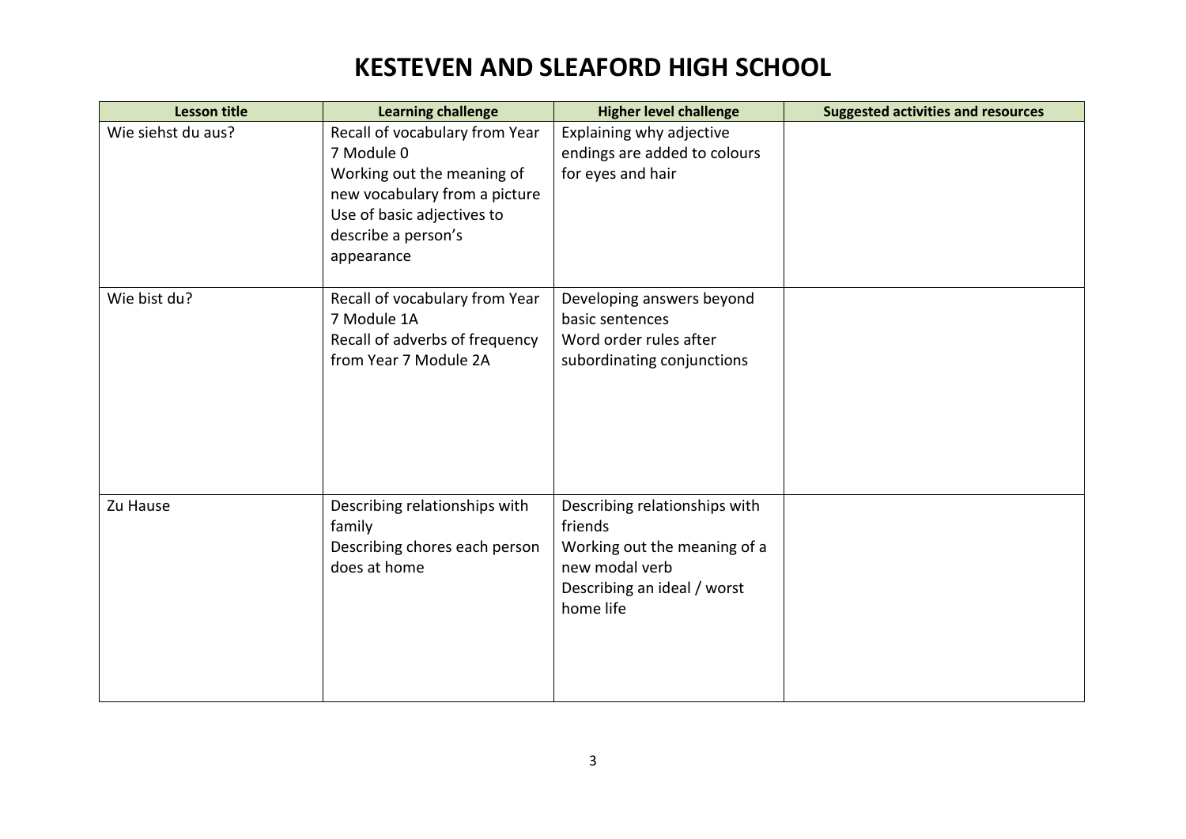# KESTEVEN AND SLEAFORD HIGH SCHOOL

| Lesson title | Learning challenge | Higher level challenge | Suggested activities and resources |
|---|---|---|---|
| Wie siehst du aus? | Recall of vocabulary from Year 7 Module 0<br>Working out the meaning of new vocabulary from a picture<br>Use of basic adjectives to describe a person's appearance | Explaining why adjective endings are added to colours for eyes and hair | |
| Wie bist du? | Recall of vocabulary from Year 7 Module 1A<br>Recall of adverbs of frequency from Year 7 Module 2A | Developing answers beyond basic sentences<br>Word order rules after subordinating conjunctions | |
| Zu Hause | Describing relationships with family<br>Describing chores each person does at home | Describing relationships with friends<br>Working out the meaning of a new modal verb<br>Describing an ideal / worst home life | |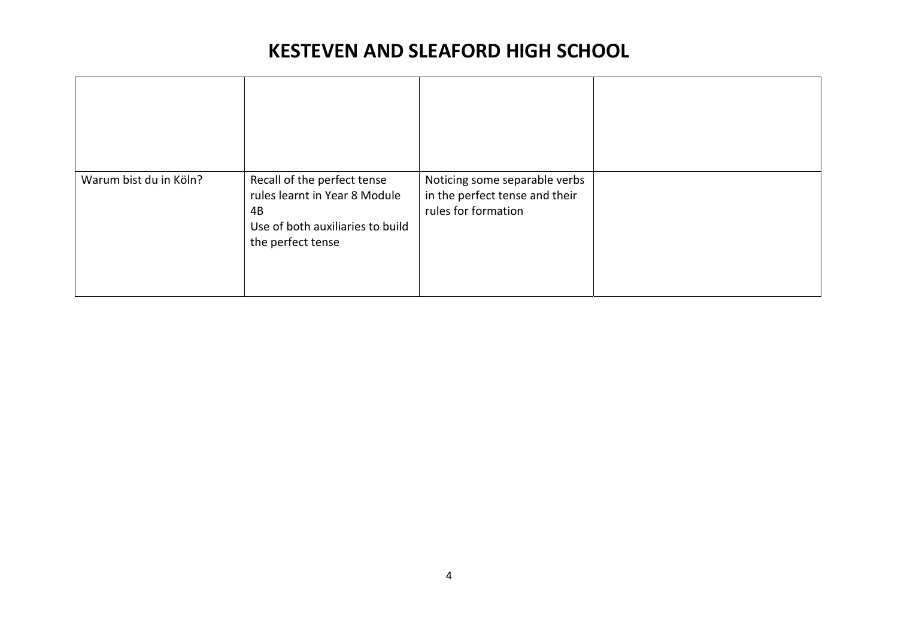| | | | |
|---|---|---|---|
| | | | |
| Warum bist du in Köln? | Recall of the perfect tense rules learnt in Year 8 Module 4B<br>Use of both auxiliaries to build the perfect tense | Noticing some separable verbs in the perfect tense and their rules for formation | |